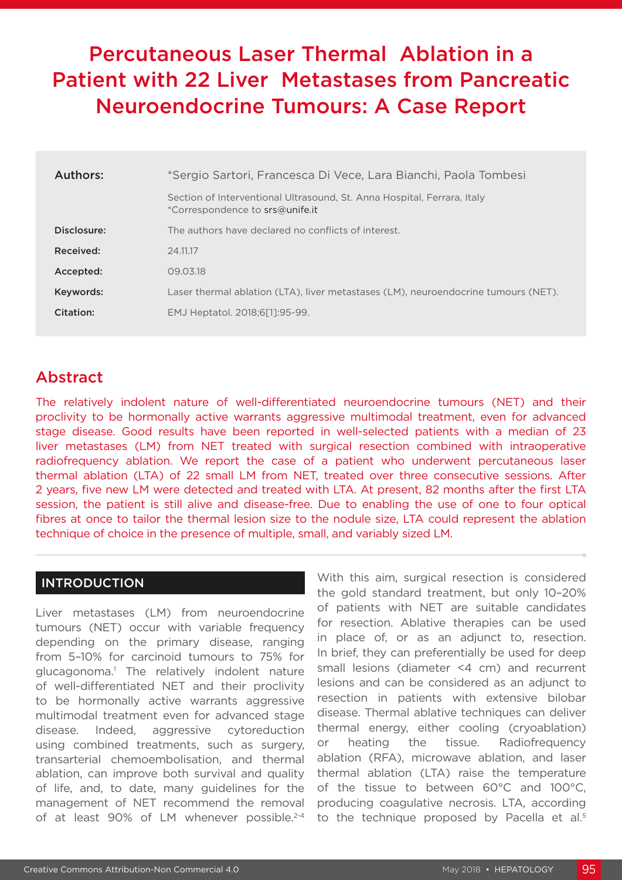# Percutaneous Laser Thermal Ablation in a Patient with 22 Liver Metastases from Pancreatic Neuroendocrine Tumours: A Case Report

| | |
|---|---|
| **Authors:** | *Sergio Sartori, Francesca Di Vece, Lara Bianchi, Paola Tombesi<br>Section of Interventional Ultrasound, St. Anna Hospital, Ferrara, Italy<br>*Correspondence to srs@unife.it |
| **Disclosure:** | The authors have declared no conflicts of interest. |
| **Received:** | 24.11.17 |
| **Accepted:** | 09.03.18 |
| **Keywords:** | Laser thermal ablation (LTA), liver metastases (LM), neuroendocrine tumours (NET). |
| **Citation:** | EMJ Heptatol. 2018;6[1]:95-99. |

## Abstract

The relatively indolent nature of well-differentiated neuroendocrine tumours (NET) and their proclivity to be hormonally active warrants aggressive multimodal treatment, even for advanced stage disease. Good results have been reported in well-selected patients with a median of 23 liver metastases (LM) from NET treated with surgical resection combined with intraoperative radiofrequency ablation. We report the case of a patient who underwent percutaneous laser thermal ablation (LTA) of 22 small LM from NET, treated over three consecutive sessions. After 2 years, five new LM were detected and treated with LTA. At present, 82 months after the first LTA session, the patient is still alive and disease-free. Due to enabling the use of one to four optical fibres at once to tailor the thermal lesion size to the nodule size, LTA could represent the ablation technique of choice in the presence of multiple, small, and variably sized LM.

## INTRODUCTION

Liver metastases (LM) from neuroendocrine tumours (NET) occur with variable frequency depending on the primary disease, ranging from 5–10% for carcinoid tumours to 75% for glucagonoma.[1] The relatively indolent nature of well-differentiated NET and their proclivity to be hormonally active warrants aggressive multimodal treatment even for advanced stage disease. Indeed, aggressive cytoreduction using combined treatments, such as surgery, transarterial chemoembolisation, and thermal ablation, can improve both survival and quality of life, and, to date, many guidelines for the management of NET recommend the removal of at least 90% of LM whenever possible.[2-4] With this aim, surgical resection is considered the gold standard treatment, but only 10–20% of patients with NET are suitable candidates for resection. Ablative therapies can be used in place of, or as an adjunct to, resection. In brief, they can preferentially be used for deep small lesions (diameter <4 cm) and recurrent lesions and can be considered as an adjunct to resection in patients with extensive bilobar disease. Thermal ablative techniques can deliver thermal energy, either cooling (cryoablation) or heating the tissue. Radiofrequency ablation (RFA), microwave ablation, and laser thermal ablation (LTA) raise the temperature of the tissue to between 60°C and 100°C, producing coagulative necrosis. LTA, according to the technique proposed by Pacella et al.[5]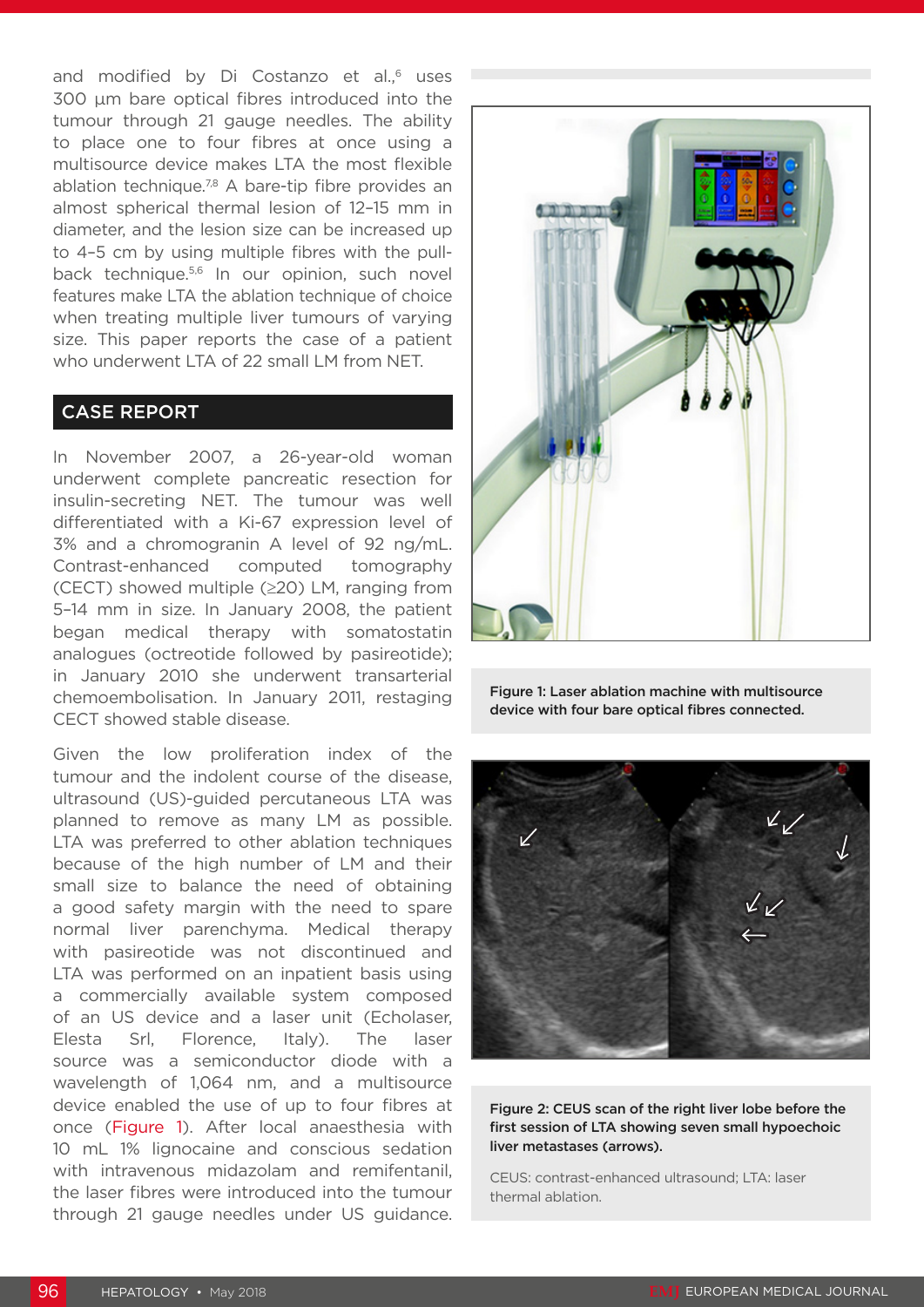and modified by Di Costanzo et al.,[6] uses 300 µm bare optical fibres introduced into the tumour through 21 gauge needles. The ability to place one to four fibres at once using a multisource device makes LTA the most flexible ablation technique.[7,8] A bare-tip fibre provides an almost spherical thermal lesion of 12–15 mm in diameter, and the lesion size can be increased up to 4–5 cm by using multiple fibres with the pull-back technique.[5,6] In our opinion, such novel features make LTA the ablation technique of choice when treating multiple liver tumours of varying size. This paper reports the case of a patient who underwent LTA of 22 small LM from NET.

## CASE REPORT

In November 2007, a 26-year-old woman underwent complete pancreatic resection for insulin-secreting NET. The tumour was well differentiated with a Ki-67 expression level of 3% and a chromogranin A level of 92 ng/mL. Contrast-enhanced computed tomography (CECT) showed multiple (≥20) LM, ranging from 5–14 mm in size. In January 2008, the patient began medical therapy with somatostatin analogues (octreotide followed by pasireotide); in January 2010 she underwent transarterial chemoembolisation. In January 2011, restaging CECT showed stable disease.

Given the low proliferation index of the tumour and the indolent course of the disease, ultrasound (US)-guided percutaneous LTA was planned to remove as many LM as possible. LTA was preferred to other ablation techniques because of the high number of LM and their small size to balance the need of obtaining a good safety margin with the need to spare normal liver parenchyma. Medical therapy with pasireotide was not discontinued and LTA was performed on an inpatient basis using a commercially available system composed of an US device and a laser unit (Echolaser, Elesta Srl, Florence, Italy). The laser source was a semiconductor diode with a wavelength of 1,064 nm, and a multisource device enabled the use of up to four fibres at once (Figure 1). After local anaesthesia with 10 mL 1% lignocaine and conscious sedation with intravenous midazolam and remifentanil, the laser fibres were introduced into the tumour through 21 gauge needles under US guidance.

**Figure 1: Laser ablation machine with multisource device with four bare optical fibres connected.**

**Figure 2: CEUS scan of the right liver lobe before the first session of LTA showing seven small hypoechoic liver metastases (arrows).**

CEUS: contrast-enhanced ultrasound; LTA: laser thermal ablation.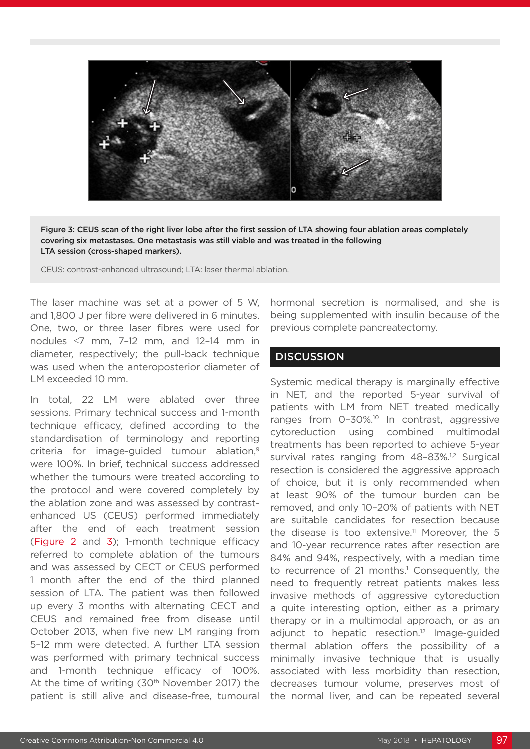Figure 3: CEUS scan of the right liver lobe after the first session of LTA showing four ablation areas completely covering six metastases. One metastasis was still viable and was treated in the following LTA session (cross-shaped markers).

CEUS: contrast-enhanced ultrasound; LTA: laser thermal ablation.

The laser machine was set at a power of 5 W, and 1,800 J per fibre were delivered in 6 minutes. One, two, or three laser fibres were used for nodules ≤7 mm, 7–12 mm, and 12–14 mm in diameter, respectively; the pull-back technique was used when the anteroposterior diameter of LM exceeded 10 mm.

In total, 22 LM were ablated over three sessions. Primary technical success and 1-month technique efficacy, defined according to the standardisation of terminology and reporting criteria for image-guided tumour ablation,[9] were 100%. In brief, technical success addressed whether the tumours were treated according to the protocol and were covered completely by the ablation zone and was assessed by contrast-enhanced US (CEUS) performed immediately after the end of each treatment session (Figure 2 and 3); 1-month technique efficacy referred to complete ablation of the tumours and was assessed by CECT or CEUS performed 1 month after the end of the third planned session of LTA. The patient was then followed up every 3 months with alternating CECT and CEUS and remained free from disease until October 2013, when five new LM ranging from 5–12 mm were detected. A further LTA session was performed with primary technical success and 1-month technique efficacy of 100%. At the time of writing (30th November 2017) the patient is still alive and disease-free, tumoural hormonal secretion is normalised, and she is being supplemented with insulin because of the previous complete pancreatectomy.

## DISCUSSION

Systemic medical therapy is marginally effective in NET, and the reported 5-year survival of patients with LM from NET treated medically ranges from 0–30%.[10] In contrast, aggressive cytoreduction using combined multimodal treatments has been reported to achieve 5-year survival rates ranging from 48–83%.[1,2] Surgical resection is considered the aggressive approach of choice, but it is only recommended when at least 90% of the tumour burden can be removed, and only 10–20% of patients with NET are suitable candidates for resection because the disease is too extensive.[11] Moreover, the 5 and 10-year recurrence rates after resection are 84% and 94%, respectively, with a median time to recurrence of 21 months.[1] Consequently, the need to frequently retreat patients makes less invasive methods of aggressive cytoreduction a quite interesting option, either as a primary therapy or in a multimodal approach, or as an adjunct to hepatic resection.[12] Image-guided thermal ablation offers the possibility of a minimally invasive technique that is usually associated with less morbidity than resection, decreases tumour volume, preserves most of the normal liver, and can be repeated several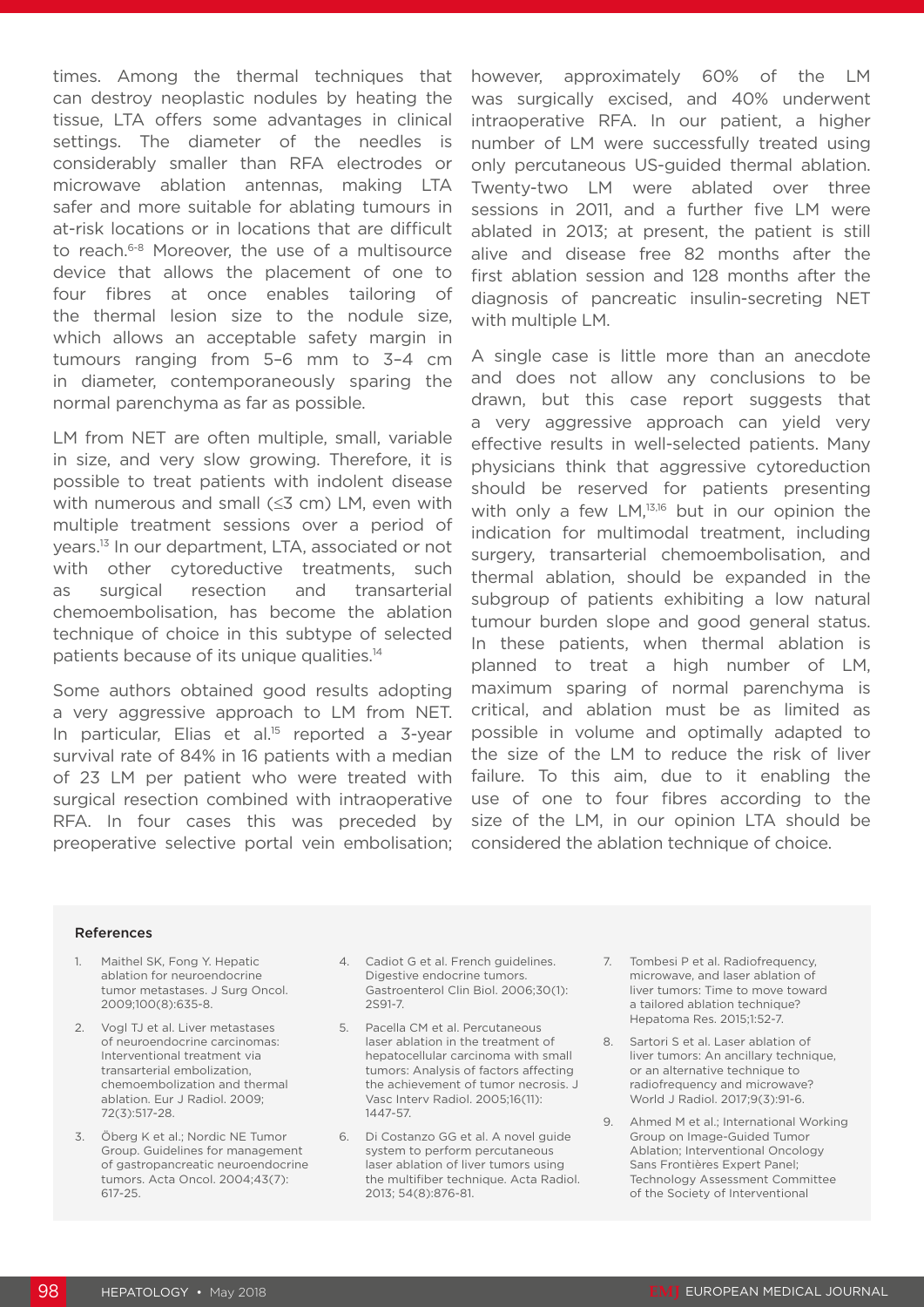times. Among the thermal techniques that can destroy neoplastic nodules by heating the tissue, LTA offers some advantages in clinical settings. The diameter of the needles is considerably smaller than RFA electrodes or microwave ablation antennas, making LTA safer and more suitable for ablating tumours in at-risk locations or in locations that are difficult to reach.[6-8] Moreover, the use of a multisource device that allows the placement of one to four fibres at once enables tailoring of the thermal lesion size to the nodule size, which allows an acceptable safety margin in tumours ranging from 5–6 mm to 3–4 cm in diameter, contemporaneously sparing the normal parenchyma as far as possible.

LM from NET are often multiple, small, variable in size, and very slow growing. Therefore, it is possible to treat patients with indolent disease with numerous and small (≤3 cm) LM, even with multiple treatment sessions over a period of years.[13] In our department, LTA, associated or not with other cytoreductive treatments, such as surgical resection and transarterial chemoembolisation, has become the ablation technique of choice in this subtype of selected patients because of its unique qualities.[14]

Some authors obtained good results adopting a very aggressive approach to LM from NET. In particular, Elias et al.[15] reported a 3-year survival rate of 84% in 16 patients with a median of 23 LM per patient who were treated with surgical resection combined with intraoperative RFA. In four cases this was preceded by preoperative selective portal vein embolisation; however, approximately 60% of the LM was surgically excised, and 40% underwent intraoperative RFA. In our patient, a higher number of LM were successfully treated using only percutaneous US-guided thermal ablation. Twenty-two LM were ablated over three sessions in 2011, and a further five LM were ablated in 2013; at present, the patient is still alive and disease free 82 months after the first ablation session and 128 months after the diagnosis of pancreatic insulin-secreting NET with multiple LM.

A single case is little more than an anecdote and does not allow any conclusions to be drawn, but this case report suggests that a very aggressive approach can yield very effective results in well-selected patients. Many physicians think that aggressive cytoreduction should be reserved for patients presenting with only a few LM,[13,16] but in our opinion the indication for multimodal treatment, including surgery, transarterial chemoembolisation, and thermal ablation, should be expanded in the subgroup of patients exhibiting a low natural tumour burden slope and good general status. In these patients, when thermal ablation is planned to treat a high number of LM, maximum sparing of normal parenchyma is critical, and ablation must be as limited as possible in volume and optimally adapted to the size of the LM to reduce the risk of liver failure. To this aim, due to it enabling the use of one to four fibres according to the size of the LM, in our opinion LTA should be considered the ablation technique of choice.

#### References

1. Maithel SK, Fong Y. Hepatic ablation for neuroendocrine tumor metastases. J Surg Oncol. 2009;100(8):635-8.
2. Vogl TJ et al. Liver metastases of neuroendocrine carcinomas: Interventional treatment via transarterial embolization, chemoembolization and thermal ablation. Eur J Radiol. 2009; 72(3):517-28.
3. Öberg K et al.; Nordic NE Tumor Group. Guidelines for management of gastropancreatic neuroendocrine tumors. Acta Oncol. 2004;43(7): 617-25.
4. Cadiot G et al. French guidelines. Digestive endocrine tumors. Gastroenterol Clin Biol. 2006;30(1): 2S91-7.
5. Pacella CM et al. Percutaneous laser ablation in the treatment of hepatocellular carcinoma with small tumors: Analysis of factors affecting the achievement of tumor necrosis. J Vasc Interv Radiol. 2005;16(11): 1447-57.
6. Di Costanzo GG et al. A novel guide system to perform percutaneous laser ablation of liver tumors using the multifiber technique. Acta Radiol. 2013; 54(8):876-81.
7. Tombesi P et al. Radiofrequency, microwave, and laser ablation of liver tumors: Time to move toward a tailored ablation technique? Hepatoma Res. 2015;1:52-7.
8. Sartori S et al. Laser ablation of liver tumors: An ancillary technique, or an alternative technique to radiofrequency and microwave? World J Radiol. 2017;9(3):91-6.
9. Ahmed M et al.; International Working Group on Image-Guided Tumor Ablation; Interventional Oncology Sans Frontières Expert Panel; Technology Assessment Committee of the Society of Interventional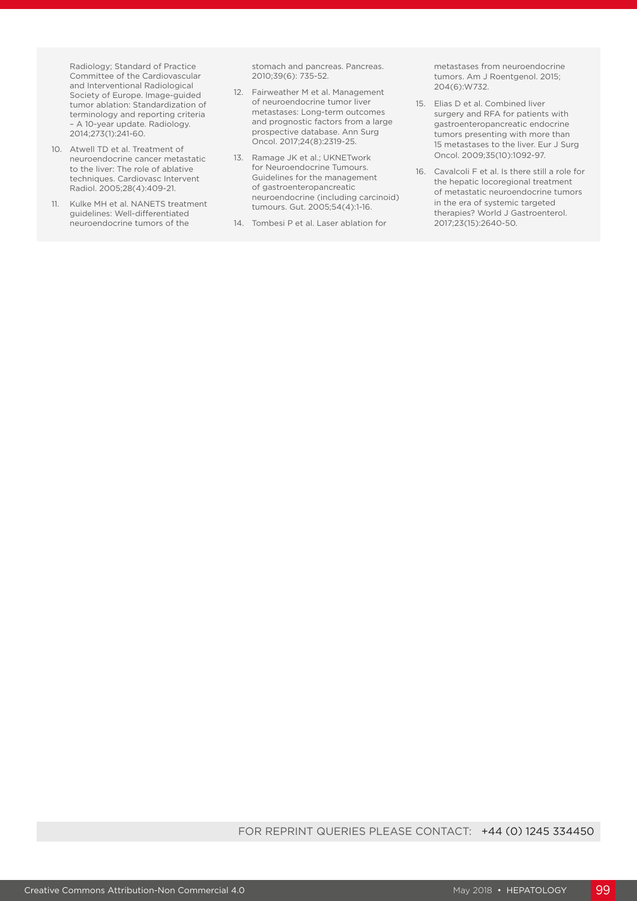Radiology; Standard of Practice Committee of the Cardiovascular and Interventional Radiological Society of Europe. Image-guided tumor ablation: Standardization of terminology and reporting criteria – A 10-year update. Radiology. 2014;273(1):241-60.

10. Atwell TD et al. Treatment of neuroendocrine cancer metastatic to the liver: The role of ablative techniques. Cardiovasc Intervent Radiol. 2005;28(4):409-21.
11. Kulke MH et al. NANETS treatment guidelines: Well-differentiated neuroendocrine tumors of the stomach and pancreas. Pancreas. 2010;39(6): 735-52.
12. Fairweather M et al. Management of neuroendocrine tumor liver metastases: Long-term outcomes and prognostic factors from a large prospective database. Ann Surg Oncol. 2017;24(8):2319-25.
13. Ramage JK et al.; UKNETwork for Neuroendocrine Tumours. Guidelines for the management of gastroenteropancreatic neuroendocrine (including carcinoid) tumours. Gut. 2005;54(4):1-16.
14. Tombesi P et al. Laser ablation for metastases from neuroendocrine tumors. Am J Roentgenol. 2015; 204(6):W732.
15. Elias D et al. Combined liver surgery and RFA for patients with gastroenteropancreatic endocrine tumors presenting with more than 15 metastases to the liver. Eur J Surg Oncol. 2009;35(10):1092-97.
16. Cavalcoli F et al. Is there still a role for the hepatic locoregional treatment of metastatic neuroendocrine tumors in the era of systemic targeted therapies? World J Gastroenterol. 2017;23(15):2640-50.

FOR REPRINT QUERIES PLEASE CONTACT: +44 (0) 1245 334450